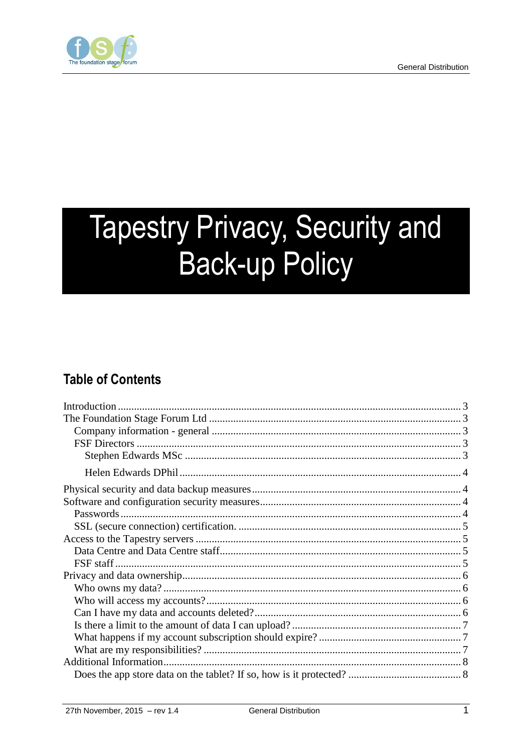# Tapestry Privacy, Security and Back-up Policy

## Table of Contents

- Introduction ... 3
- The Foundation Stage Forum Ltd ... 3
  - Company information - general ... 3
  - FSF Directors ... 3
    - Stephen Edwards MSc ... 3
    - Helen Edwards DPhil ... 4
- Physical security and data backup measures ... 4
- Software and configuration security measures ... 4
  - Passwords ... 4
  - SSL (secure connection) certification. ... 5
- Access to the Tapestry servers ... 5
  - Data Centre and Data Centre staff ... 5
  - FSF staff ... 5
- Privacy and data ownership ... 6
  - Who owns my data? ... 6
  - Who will access my accounts? ... 6
  - Can I have my data and accounts deleted? ... 6
  - Is there a limit to the amount of data I can upload? ... 7
  - What happens if my account subscription should expire? ... 7
  - What are my responsibilities? ... 7
- Additional Information ... 8
  - Does the app store data on the tablet? If so, how is it protected? ... 8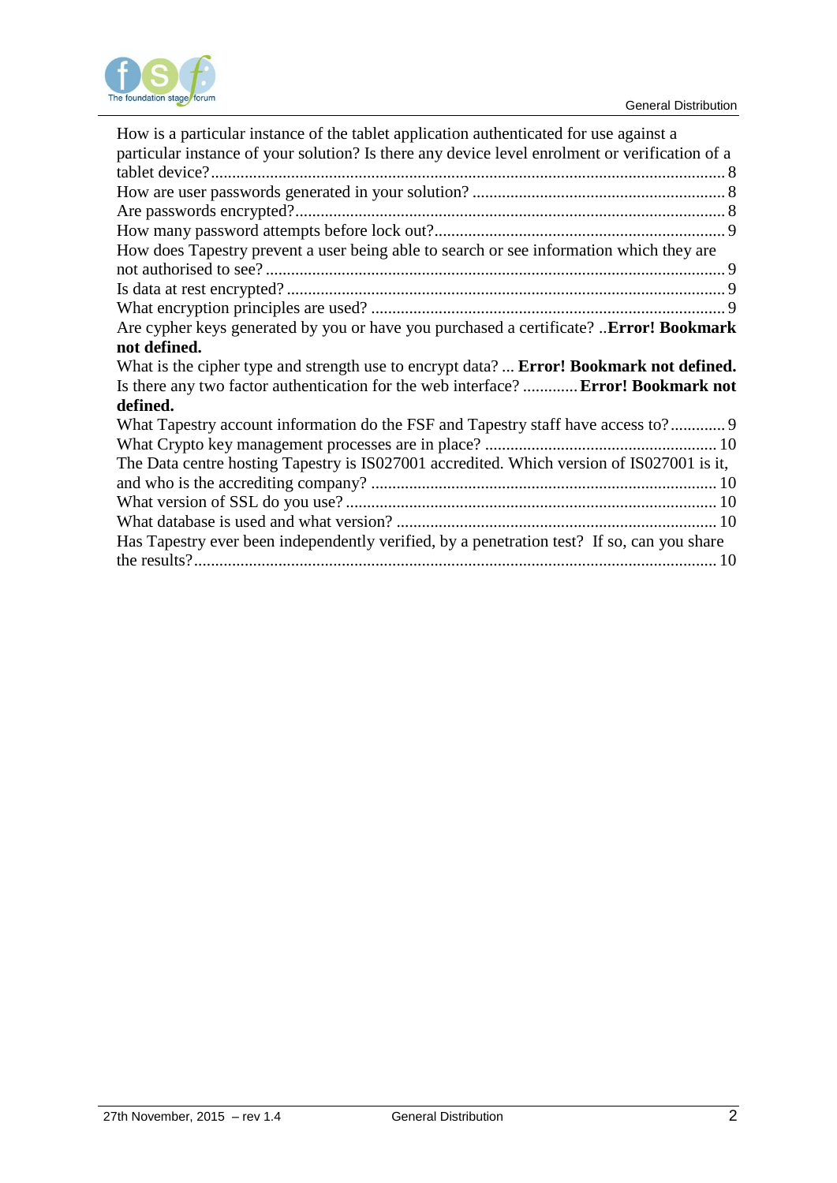How is a particular instance of the tablet application authenticated for use against a particular instance of your solution? Is there any device level enrolment or verification of a tablet device? ........ 8
How are user passwords generated in your solution? ........ 8
Are passwords encrypted? ........ 8
How many password attempts before lock out? ........ 9
How does Tapestry prevent a user being able to search or see information which they are not authorised to see? ........ 9
Is data at rest encrypted? ........ 9
What encryption principles are used? ........ 9
Are cypher keys generated by you or have you purchased a certificate? ..**Error! Bookmark not defined.**
What is the cipher type and strength use to encrypt data? ... **Error! Bookmark not defined.**
Is there any two factor authentication for the web interface? ............ **Error! Bookmark not defined.**
What Tapestry account information do the FSF and Tapestry staff have access to? ........ 9
What Crypto key management processes are in place? ........ 10
The Data centre hosting Tapestry is IS027001 accredited. Which version of IS027001 is it, and who is the accrediting company? ........ 10
What version of SSL do you use? ........ 10
What database is used and what version? ........ 10
Has Tapestry ever been independently verified, by a penetration test? If so, can you share the results? ........ 10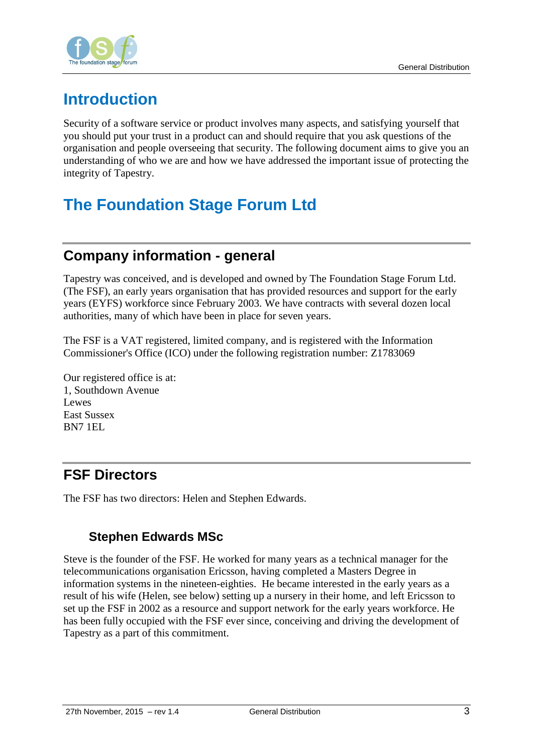# Introduction

Security of a software service or product involves many aspects, and satisfying yourself that you should put your trust in a product can and should require that you ask questions of the organisation and people overseeing that security. The following document aims to give you an understanding of who we are and how we have addressed the important issue of protecting the integrity of Tapestry.

# The Foundation Stage Forum Ltd

## Company information - general

Tapestry was conceived, and is developed and owned by The Foundation Stage Forum Ltd. (The FSF), an early years organisation that has provided resources and support for the early years (EYFS) workforce since February 2003. We have contracts with several dozen local authorities, many of which have been in place for seven years.

The FSF is a VAT registered, limited company, and is registered with the Information Commissioner's Office (ICO) under the following registration number: Z1783069

Our registered office is at:
1, Southdown Avenue
Lewes
East Sussex
BN7 1EL

## FSF Directors

The FSF has two directors: Helen and Stephen Edwards.

### Stephen Edwards MSc

Steve is the founder of the FSF. He worked for many years as a technical manager for the telecommunications organisation Ericsson, having completed a Masters Degree in information systems in the nineteen-eighties. He became interested in the early years as a result of his wife (Helen, see below) setting up a nursery in their home, and left Ericsson to set up the FSF in 2002 as a resource and support network for the early years workforce. He has been fully occupied with the FSF ever since, conceiving and driving the development of Tapestry as a part of this commitment.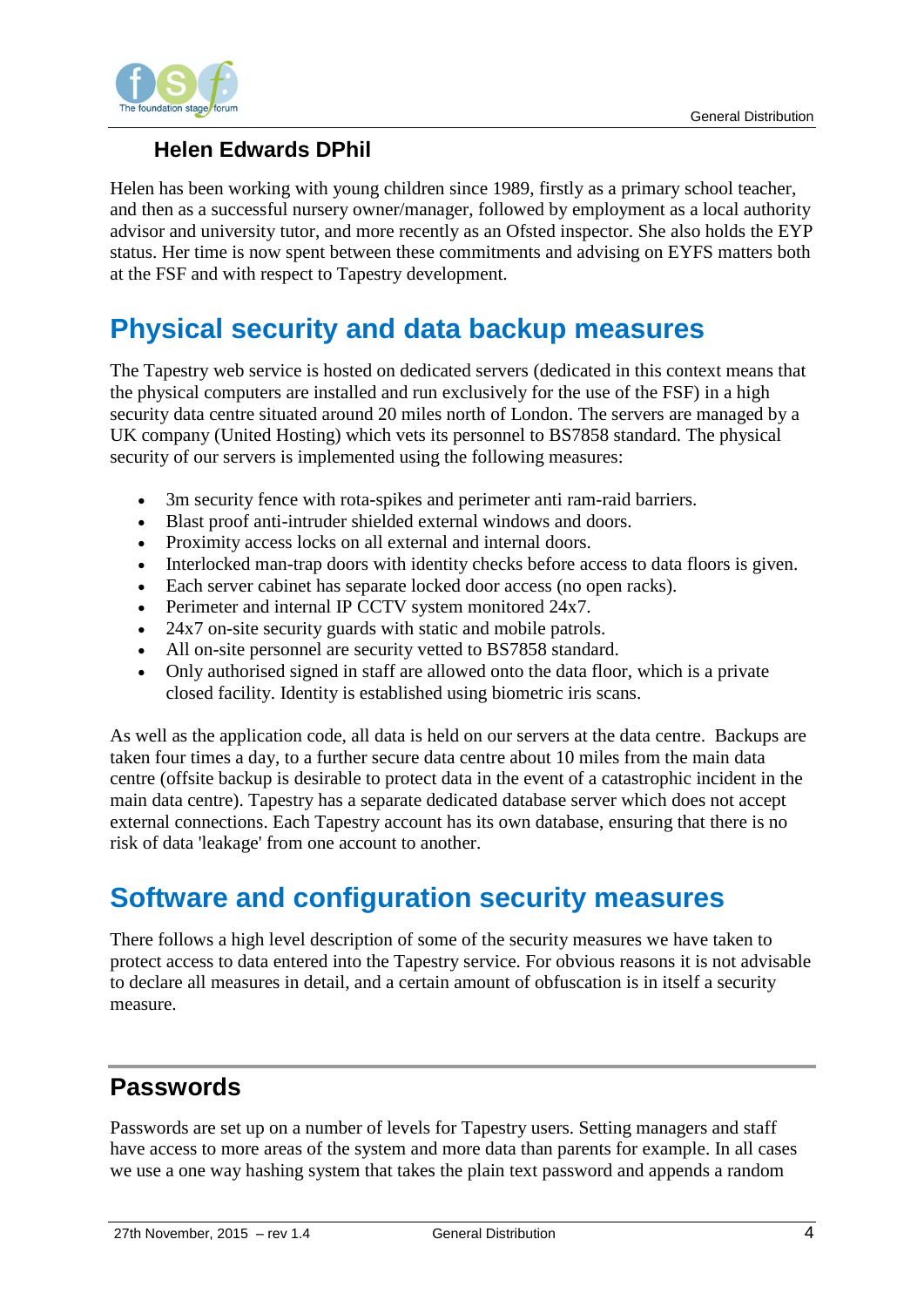### Helen Edwards DPhil

Helen has been working with young children since 1989, firstly as a primary school teacher, and then as a successful nursery owner/manager, followed by employment as a local authority advisor and university tutor, and more recently as an Ofsted inspector. She also holds the EYP status. Her time is now spent between these commitments and advising on EYFS matters both at the FSF and with respect to Tapestry development.

# Physical security and data backup measures

The Tapestry web service is hosted on dedicated servers (dedicated in this context means that the physical computers are installed and run exclusively for the use of the FSF) in a high security data centre situated around 20 miles north of London. The servers are managed by a UK company (United Hosting) which vets its personnel to BS7858 standard. The physical security of our servers is implemented using the following measures:

- 3m security fence with rota-spikes and perimeter anti ram-raid barriers.
- Blast proof anti-intruder shielded external windows and doors.
- Proximity access locks on all external and internal doors.
- Interlocked man-trap doors with identity checks before access to data floors is given.
- Each server cabinet has separate locked door access (no open racks).
- Perimeter and internal IP CCTV system monitored 24x7.
- 24x7 on-site security guards with static and mobile patrols.
- All on-site personnel are security vetted to BS7858 standard.
- Only authorised signed in staff are allowed onto the data floor, which is a private closed facility. Identity is established using biometric iris scans.

As well as the application code, all data is held on our servers at the data centre. Backups are taken four times a day, to a further secure data centre about 10 miles from the main data centre (offsite backup is desirable to protect data in the event of a catastrophic incident in the main data centre). Tapestry has a separate dedicated database server which does not accept external connections. Each Tapestry account has its own database, ensuring that there is no risk of data 'leakage' from one account to another.

# Software and configuration security measures

There follows a high level description of some of the security measures we have taken to protect access to data entered into the Tapestry service. For obvious reasons it is not advisable to declare all measures in detail, and a certain amount of obfuscation is in itself a security measure.

## Passwords

Passwords are set up on a number of levels for Tapestry users. Setting managers and staff have access to more areas of the system and more data than parents for example. In all cases we use a one way hashing system that takes the plain text password and appends a random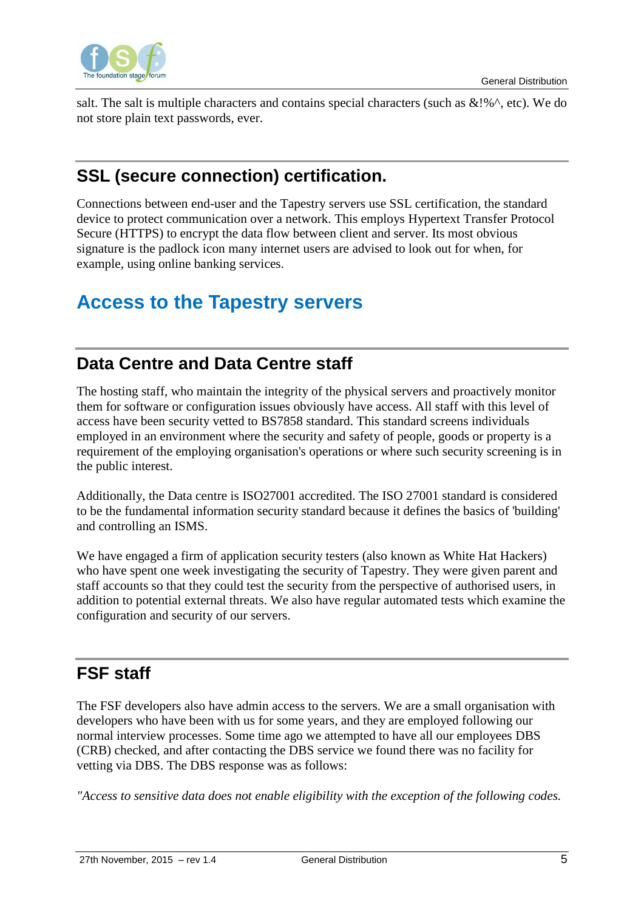salt. The salt is multiple characters and contains special characters (such as &!%^, etc). We do not store plain text passwords, ever.

## SSL (secure connection) certification.

Connections between end-user and the Tapestry servers use SSL certification, the standard device to protect communication over a network. This employs Hypertext Transfer Protocol Secure (HTTPS) to encrypt the data flow between client and server. Its most obvious signature is the padlock icon many internet users are advised to look out for when, for example, using online banking services.

# Access to the Tapestry servers

## Data Centre and Data Centre staff

The hosting staff, who maintain the integrity of the physical servers and proactively monitor them for software or configuration issues obviously have access. All staff with this level of access have been security vetted to BS7858 standard. This standard screens individuals employed in an environment where the security and safety of people, goods or property is a requirement of the employing organisation's operations or where such security screening is in the public interest.

Additionally, the Data centre is ISO27001 accredited. The ISO 27001 standard is considered to be the fundamental information security standard because it defines the basics of 'building' and controlling an ISMS.

We have engaged a firm of application security testers (also known as White Hat Hackers) who have spent one week investigating the security of Tapestry. They were given parent and staff accounts so that they could test the security from the perspective of authorised users, in addition to potential external threats. We also have regular automated tests which examine the configuration and security of our servers.

## FSF staff

The FSF developers also have admin access to the servers. We are a small organisation with developers who have been with us for some years, and they are employed following our normal interview processes. Some time ago we attempted to have all our employees DBS (CRB) checked, and after contacting the DBS service we found there was no facility for vetting via DBS. The DBS response was as follows:

*"Access to sensitive data does not enable eligibility with the exception of the following codes.*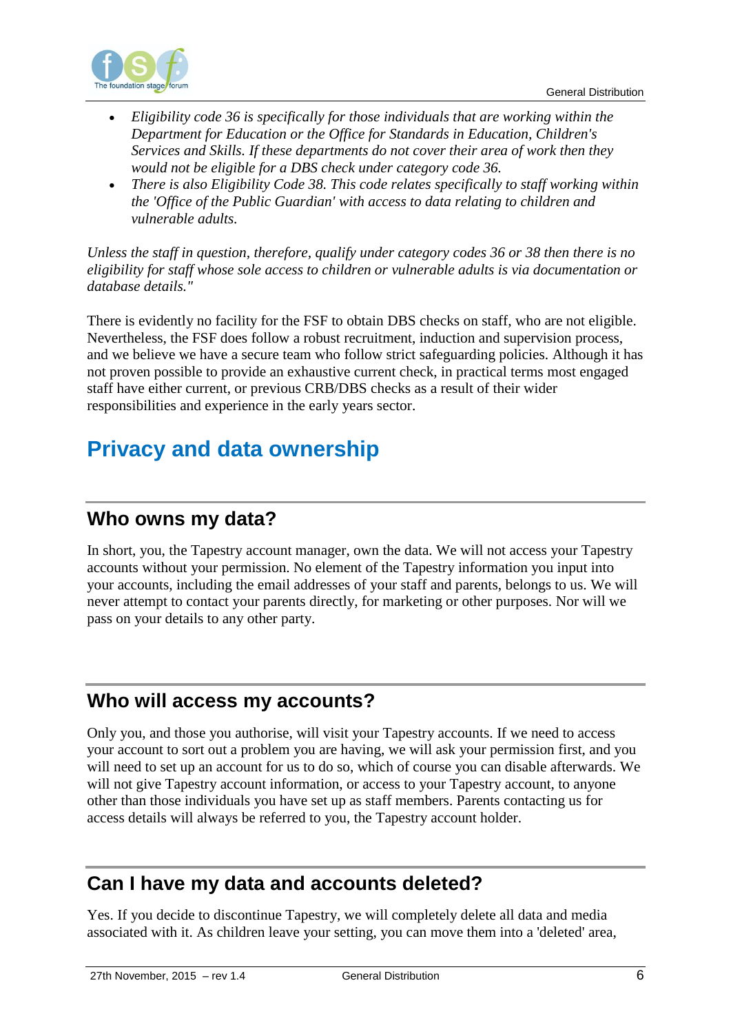- *Eligibility code 36 is specifically for those individuals that are working within the Department for Education or the Office for Standards in Education, Children's Services and Skills. If these departments do not cover their area of work then they would not be eligible for a DBS check under category code 36.*
- *There is also Eligibility Code 38. This code relates specifically to staff working within the 'Office of the Public Guardian' with access to data relating to children and vulnerable adults.*

*Unless the staff in question, therefore, qualify under category codes 36 or 38 then there is no eligibility for staff whose sole access to children or vulnerable adults is via documentation or database details."*

There is evidently no facility for the FSF to obtain DBS checks on staff, who are not eligible. Nevertheless, the FSF does follow a robust recruitment, induction and supervision process, and we believe we have a secure team who follow strict safeguarding policies. Although it has not proven possible to provide an exhaustive current check, in practical terms most engaged staff have either current, or previous CRB/DBS checks as a result of their wider responsibilities and experience in the early years sector.

# Privacy and data ownership

## Who owns my data?

In short, you, the Tapestry account manager, own the data. We will not access your Tapestry accounts without your permission. No element of the Tapestry information you input into your accounts, including the email addresses of your staff and parents, belongs to us. We will never attempt to contact your parents directly, for marketing or other purposes. Nor will we pass on your details to any other party.

## Who will access my accounts?

Only you, and those you authorise, will visit your Tapestry accounts. If we need to access your account to sort out a problem you are having, we will ask your permission first, and you will need to set up an account for us to do so, which of course you can disable afterwards. We will not give Tapestry account information, or access to your Tapestry account, to anyone other than those individuals you have set up as staff members. Parents contacting us for access details will always be referred to you, the Tapestry account holder.

## Can I have my data and accounts deleted?

Yes. If you decide to discontinue Tapestry, we will completely delete all data and media associated with it. As children leave your setting, you can move them into a 'deleted' area,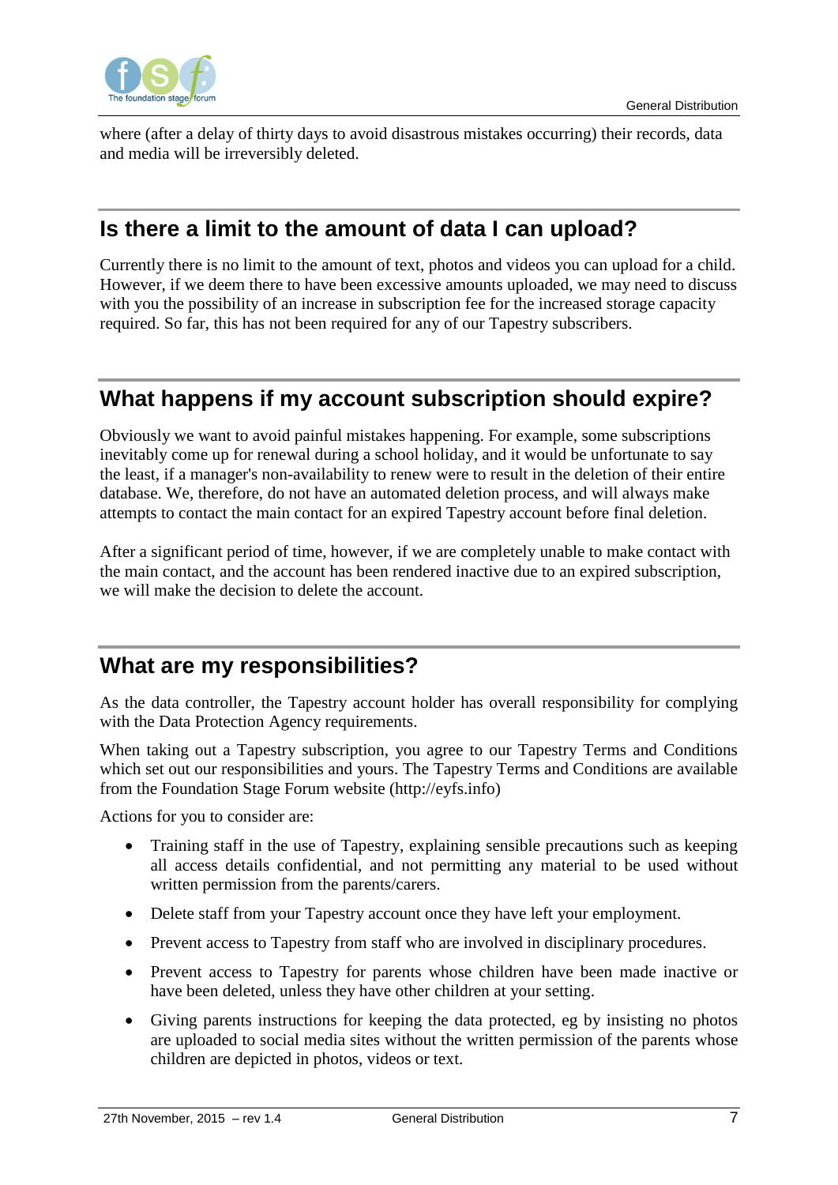where (after a delay of thirty days to avoid disastrous mistakes occurring) their records, data and media will be irreversibly deleted.

## Is there a limit to the amount of data I can upload?

Currently there is no limit to the amount of text, photos and videos you can upload for a child. However, if we deem there to have been excessive amounts uploaded, we may need to discuss with you the possibility of an increase in subscription fee for the increased storage capacity required. So far, this has not been required for any of our Tapestry subscribers.

## What happens if my account subscription should expire?

Obviously we want to avoid painful mistakes happening. For example, some subscriptions inevitably come up for renewal during a school holiday, and it would be unfortunate to say the least, if a manager's non-availability to renew were to result in the deletion of their entire database. We, therefore, do not have an automated deletion process, and will always make attempts to contact the main contact for an expired Tapestry account before final deletion.

After a significant period of time, however, if we are completely unable to make contact with the main contact, and the account has been rendered inactive due to an expired subscription, we will make the decision to delete the account.

## What are my responsibilities?

As the data controller, the Tapestry account holder has overall responsibility for complying with the Data Protection Agency requirements.

When taking out a Tapestry subscription, you agree to our Tapestry Terms and Conditions which set out our responsibilities and yours. The Tapestry Terms and Conditions are available from the Foundation Stage Forum website (http://eyfs.info)

Actions for you to consider are:

- Training staff in the use of Tapestry, explaining sensible precautions such as keeping all access details confidential, and not permitting any material to be used without written permission from the parents/carers.
- Delete staff from your Tapestry account once they have left your employment.
- Prevent access to Tapestry from staff who are involved in disciplinary procedures.
- Prevent access to Tapestry for parents whose children have been made inactive or have been deleted, unless they have other children at your setting.
- Giving parents instructions for keeping the data protected, eg by insisting no photos are uploaded to social media sites without the written permission of the parents whose children are depicted in photos, videos or text.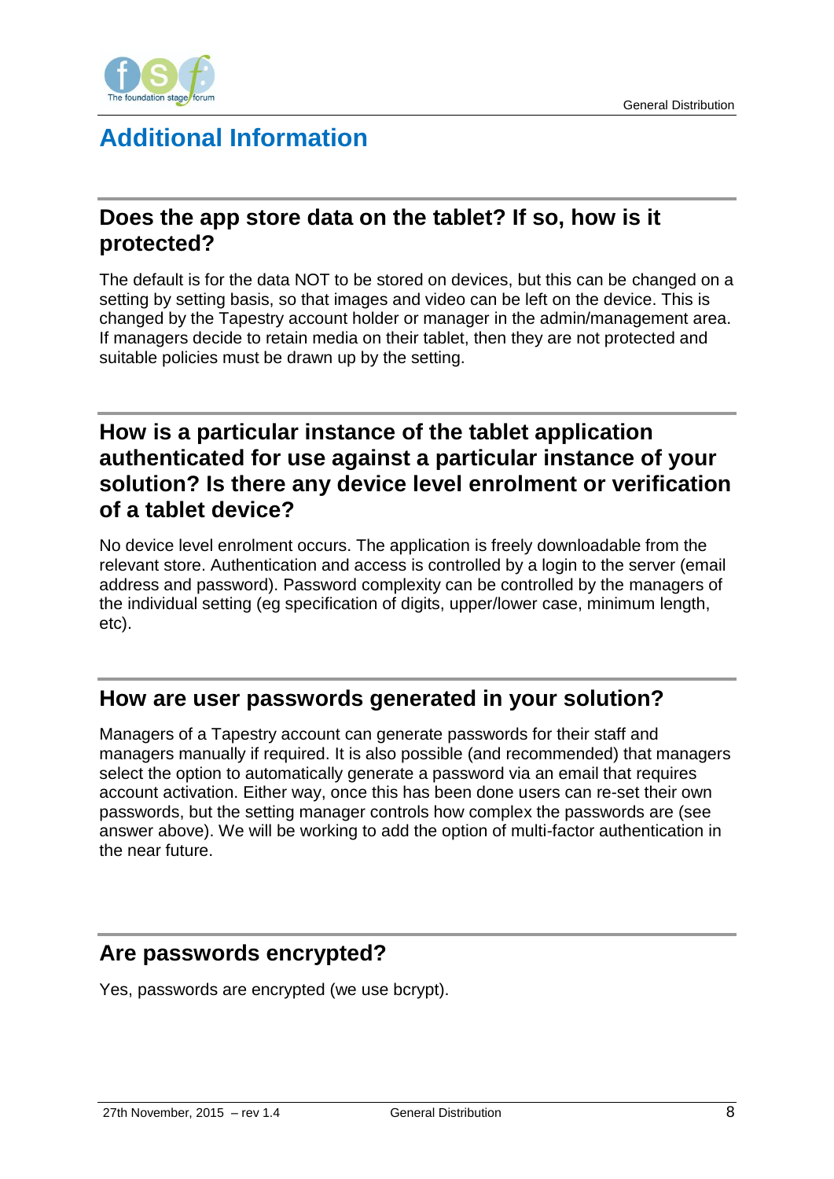# Additional Information

## Does the app store data on the tablet? If so, how is it protected?

The default is for the data NOT to be stored on devices, but this can be changed on a setting by setting basis, so that images and video can be left on the device. This is changed by the Tapestry account holder or manager in the admin/management area. If managers decide to retain media on their tablet, then they are not protected and suitable policies must be drawn up by the setting.

## How is a particular instance of the tablet application authenticated for use against a particular instance of your solution? Is there any device level enrolment or verification of a tablet device?

No device level enrolment occurs. The application is freely downloadable from the relevant store. Authentication and access is controlled by a login to the server (email address and password). Password complexity can be controlled by the managers of the individual setting (eg specification of digits, upper/lower case, minimum length, etc).

## How are user passwords generated in your solution?

Managers of a Tapestry account can generate passwords for their staff and managers manually if required. It is also possible (and recommended) that managers select the option to automatically generate a password via an email that requires account activation. Either way, once this has been done users can re-set their own passwords, but the setting manager controls how complex the passwords are (see answer above). We will be working to add the option of multi-factor authentication in the near future.

## Are passwords encrypted?

Yes, passwords are encrypted (we use bcrypt).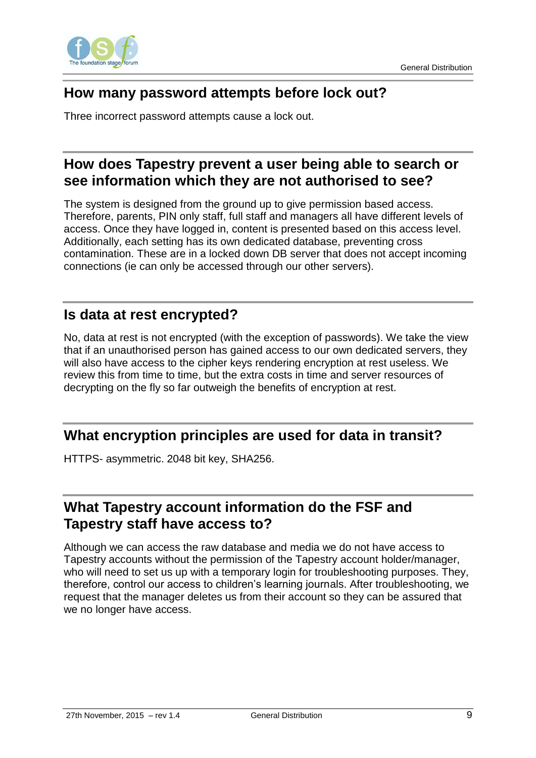## How many password attempts before lock out?

Three incorrect password attempts cause a lock out.

## How does Tapestry prevent a user being able to search or see information which they are not authorised to see?

The system is designed from the ground up to give permission based access. Therefore, parents, PIN only staff, full staff and managers all have different levels of access. Once they have logged in, content is presented based on this access level. Additionally, each setting has its own dedicated database, preventing cross contamination. These are in a locked down DB server that does not accept incoming connections (ie can only be accessed through our other servers).

## Is data at rest encrypted?

No, data at rest is not encrypted (with the exception of passwords). We take the view that if an unauthorised person has gained access to our own dedicated servers, they will also have access to the cipher keys rendering encryption at rest useless. We review this from time to time, but the extra costs in time and server resources of decrypting on the fly so far outweigh the benefits of encryption at rest.

## What encryption principles are used for data in transit?

HTTPS- asymmetric. 2048 bit key, SHA256.

## What Tapestry account information do the FSF and Tapestry staff have access to?

Although we can access the raw database and media we do not have access to Tapestry accounts without the permission of the Tapestry account holder/manager, who will need to set us up with a temporary login for troubleshooting purposes. They, therefore, control our access to children's learning journals. After troubleshooting, we request that the manager deletes us from their account so they can be assured that we no longer have access.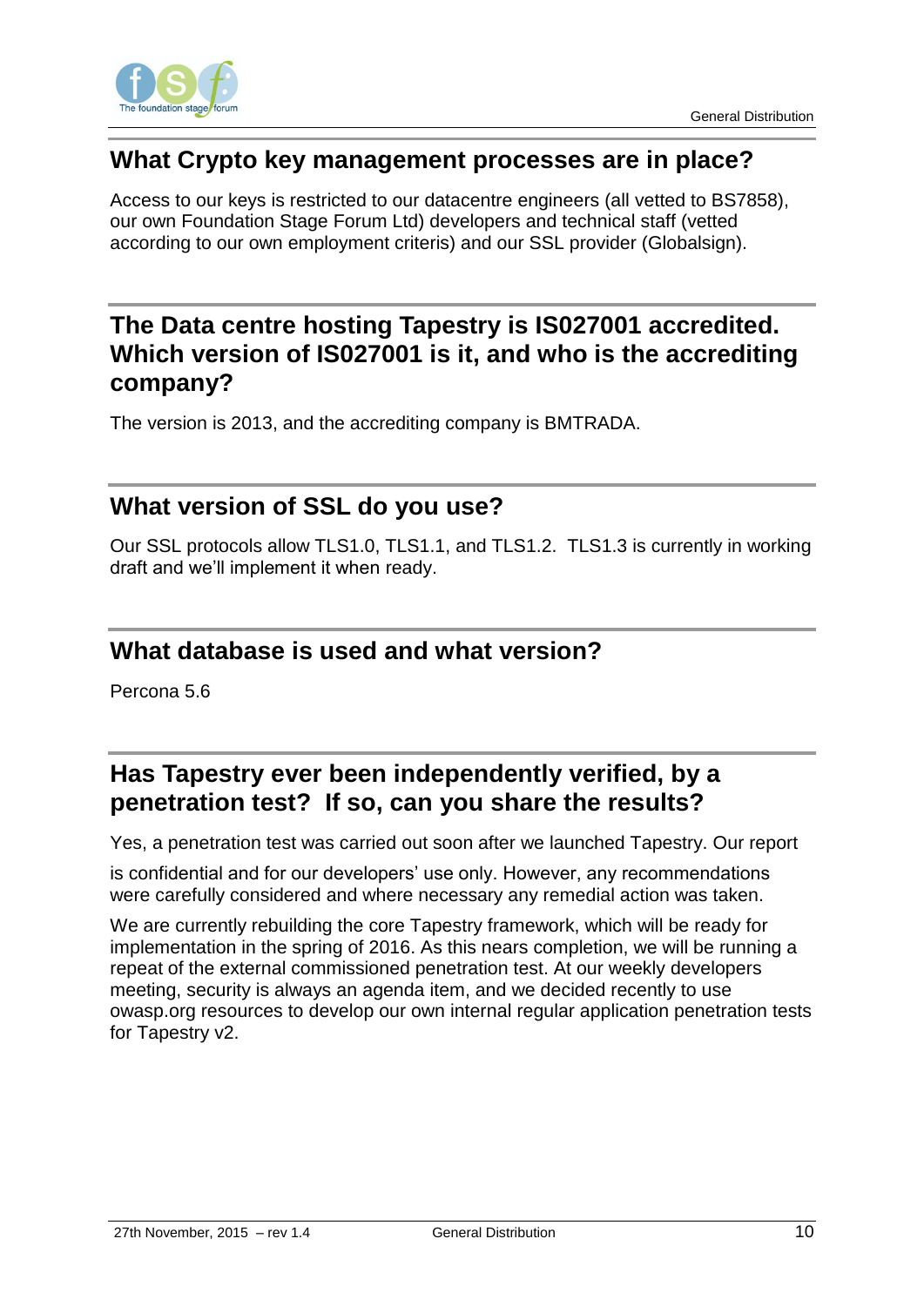## What Crypto key management processes are in place?

Access to our keys is restricted to our datacentre engineers (all vetted to BS7858), our own Foundation Stage Forum Ltd) developers and technical staff (vetted according to our own employment criteris) and our SSL provider (Globalsign).

## The Data centre hosting Tapestry is IS027001 accredited. Which version of IS027001 is it, and who is the accrediting company?

The version is 2013, and the accrediting company is BMTRADA.

## What version of SSL do you use?

Our SSL protocols allow TLS1.0, TLS1.1, and TLS1.2. TLS1.3 is currently in working draft and we'll implement it when ready.

## What database is used and what version?

Percona 5.6

## Has Tapestry ever been independently verified, by a penetration test? If so, can you share the results?

Yes, a penetration test was carried out soon after we launched Tapestry. Our report is confidential and for our developers' use only. However, any recommendations were carefully considered and where necessary any remedial action was taken.

We are currently rebuilding the core Tapestry framework, which will be ready for implementation in the spring of 2016. As this nears completion, we will be running a repeat of the external commissioned penetration test. At our weekly developers meeting, security is always an agenda item, and we decided recently to use owasp.org resources to develop our own internal regular application penetration tests for Tapestry v2.